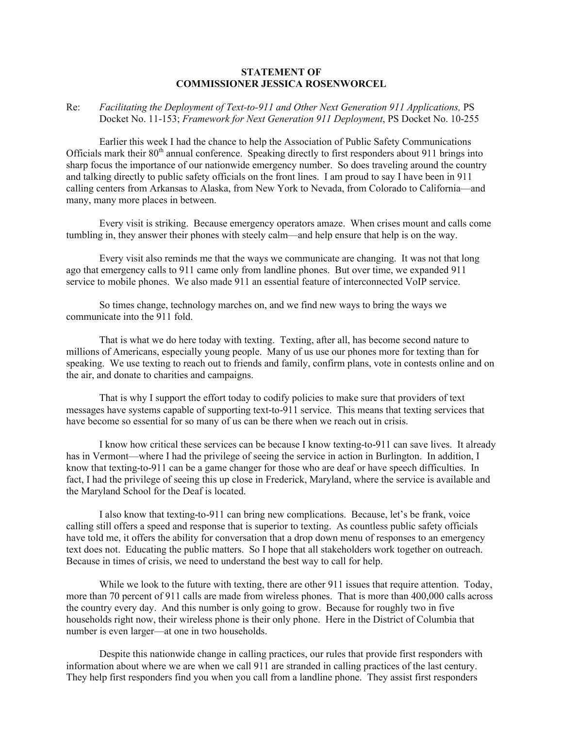**STATEMENT OF**
**COMMISSIONER JESSICA ROSENWORCEL**

Re: *Facilitating the Deployment of Text-to-911 and Other Next Generation 911 Applications,* PS Docket No. 11-153; *Framework for Next Generation 911 Deployment*, PS Docket No. 10-255

Earlier this week I had the chance to help the Association of Public Safety Communications Officials mark their 80th annual conference. Speaking directly to first responders about 911 brings into sharp focus the importance of our nationwide emergency number. So does traveling around the country and talking directly to public safety officials on the front lines. I am proud to say I have been in 911 calling centers from Arkansas to Alaska, from New York to Nevada, from Colorado to California—and many, many more places in between.

Every visit is striking. Because emergency operators amaze. When crises mount and calls come tumbling in, they answer their phones with steely calm—and help ensure that help is on the way.

Every visit also reminds me that the ways we communicate are changing. It was not that long ago that emergency calls to 911 came only from landline phones. But over time, we expanded 911 service to mobile phones. We also made 911 an essential feature of interconnected VoIP service.

So times change, technology marches on, and we find new ways to bring the ways we communicate into the 911 fold.

That is what we do here today with texting. Texting, after all, has become second nature to millions of Americans, especially young people. Many of us use our phones more for texting than for speaking. We use texting to reach out to friends and family, confirm plans, vote in contests online and on the air, and donate to charities and campaigns.

That is why I support the effort today to codify policies to make sure that providers of text messages have systems capable of supporting text-to-911 service. This means that texting services that have become so essential for so many of us can be there when we reach out in crisis.

I know how critical these services can be because I know texting-to-911 can save lives. It already has in Vermont—where I had the privilege of seeing the service in action in Burlington. In addition, I know that texting-to-911 can be a game changer for those who are deaf or have speech difficulties. In fact, I had the privilege of seeing this up close in Frederick, Maryland, where the service is available and the Maryland School for the Deaf is located.

I also know that texting-to-911 can bring new complications. Because, let's be frank, voice calling still offers a speed and response that is superior to texting. As countless public safety officials have told me, it offers the ability for conversation that a drop down menu of responses to an emergency text does not. Educating the public matters. So I hope that all stakeholders work together on outreach. Because in times of crisis, we need to understand the best way to call for help.

While we look to the future with texting, there are other 911 issues that require attention. Today, more than 70 percent of 911 calls are made from wireless phones. That is more than 400,000 calls across the country every day. And this number is only going to grow. Because for roughly two in five households right now, their wireless phone is their only phone. Here in the District of Columbia that number is even larger—at one in two households.

Despite this nationwide change in calling practices, our rules that provide first responders with information about where we are when we call 911 are stranded in calling practices of the last century. They help first responders find you when you call from a landline phone. They assist first responders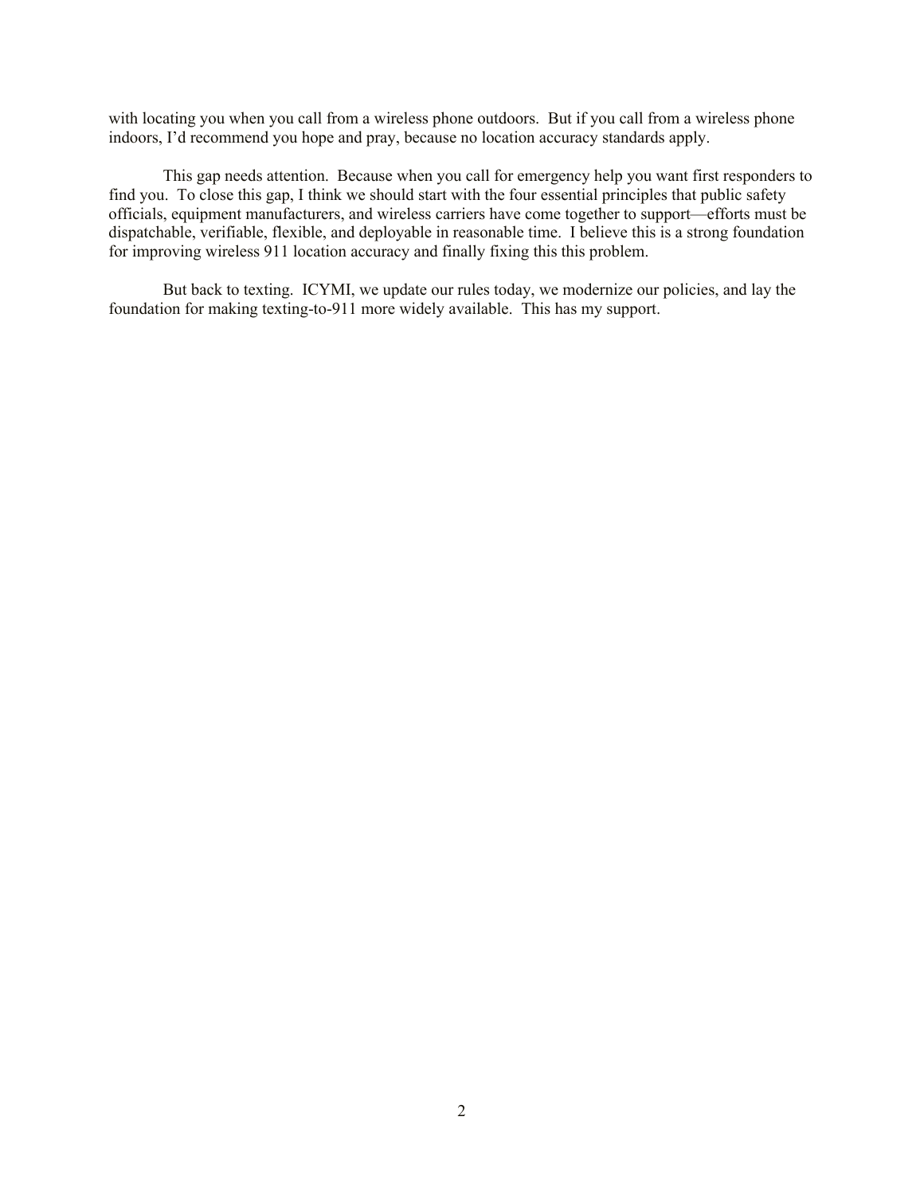with locating you when you call from a wireless phone outdoors. But if you call from a wireless phone indoors, I'd recommend you hope and pray, because no location accuracy standards apply.

This gap needs attention. Because when you call for emergency help you want first responders to find you. To close this gap, I think we should start with the four essential principles that public safety officials, equipment manufacturers, and wireless carriers have come together to support—efforts must be dispatchable, verifiable, flexible, and deployable in reasonable time. I believe this is a strong foundation for improving wireless 911 location accuracy and finally fixing this this problem.

But back to texting. ICYMI, we update our rules today, we modernize our policies, and lay the foundation for making texting-to-911 more widely available. This has my support.